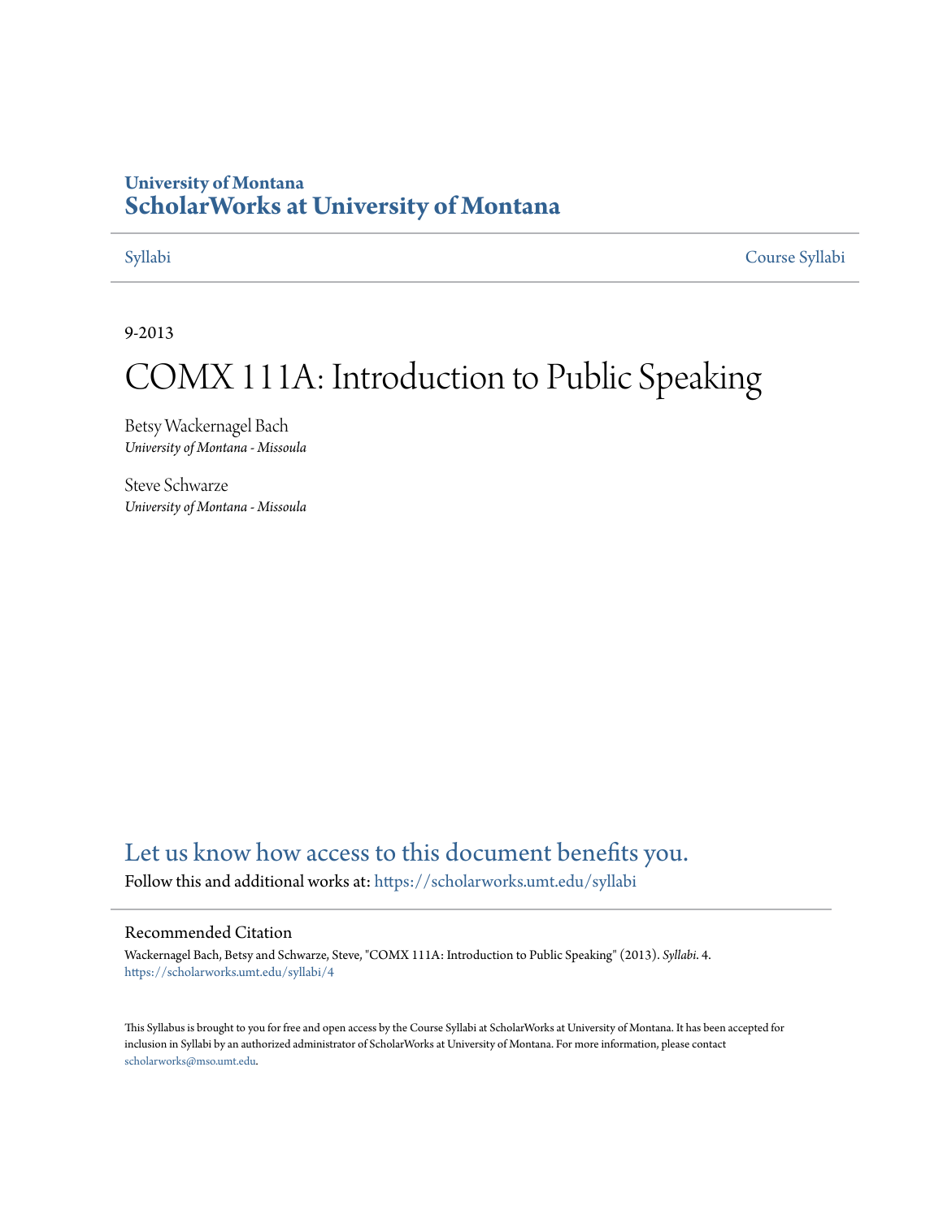University of Montana

# ScholarWorks at University of Montana

Syllabi | Course Syllabi

9-2013

# COMX 111A: Introduction to Public Speaking

Betsy Wackernagel Bach
*University of Montana - Missoula*

Steve Schwarze
*University of Montana - Missoula*

Let us know how access to this document benefits you.

Follow this and additional works at: https://scholarworks.umt.edu/syllabi

## Recommended Citation

Wackernagel Bach, Betsy and Schwarze, Steve, "COMX 111A: Introduction to Public Speaking" (2013). *Syllabi*. 4.
https://scholarworks.umt.edu/syllabi/4

This Syllabus is brought to you for free and open access by the Course Syllabi at ScholarWorks at University of Montana. It has been accepted for inclusion in Syllabi by an authorized administrator of ScholarWorks at University of Montana. For more information, please contact scholarworks@mso.umt.edu.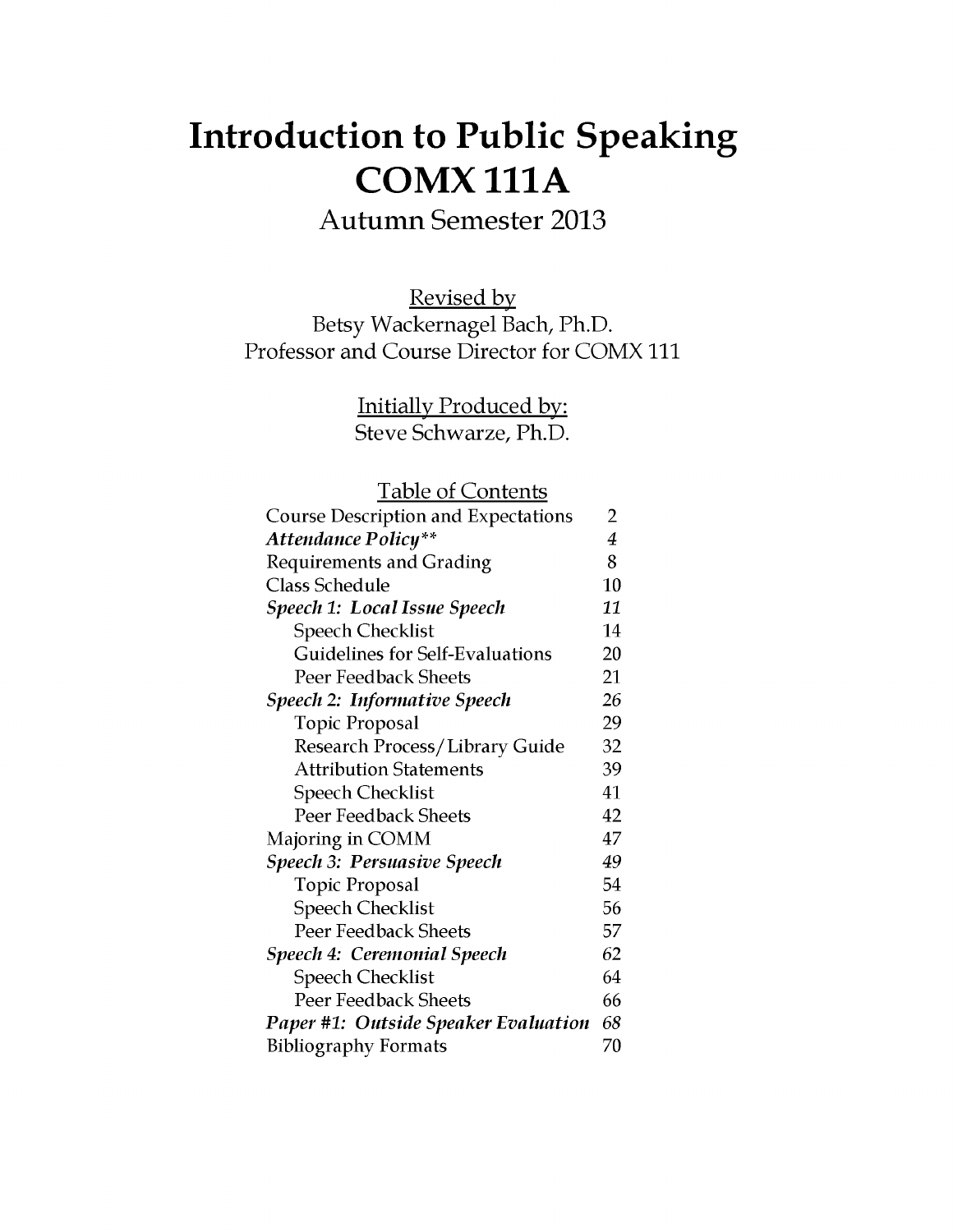# Introduction to Public Speaking
# COMX 111A

## Autumn Semester 2013

Revised by
Betsy Wackernagel Bach, Ph.D.
Professor and Course Director for COMX 111

Initially Produced by:
Steve Schwarze, Ph.D.

Table of Contents

| | |
|---|---|
| Course Description and Expectations | 2 |
| ***Attendance Policy**** | *4* |
| Requirements and Grading | 8 |
| Class Schedule | 10 |
| ***Speech 1: Local Issue Speech*** | *11* |
| Speech Checklist | 14 |
| Guidelines for Self-Evaluations | 20 |
| Peer Feedback Sheets | 21 |
| ***Speech 2: Informative Speech*** | *26* |
| Topic Proposal | 29 |
| Research Process/Library Guide | 32 |
| Attribution Statements | 39 |
| Speech Checklist | 41 |
| Peer Feedback Sheets | 42 |
| Majoring in COMM | 47 |
| ***Speech 3: Persuasive Speech*** | *49* |
| Topic Proposal | 54 |
| Speech Checklist | 56 |
| Peer Feedback Sheets | 57 |
| ***Speech 4: Ceremonial Speech*** | *62* |
| Speech Checklist | 64 |
| Peer Feedback Sheets | 66 |
| ***Paper #1: Outside Speaker Evaluation*** | *68* |
| Bibliography Formats | 70 |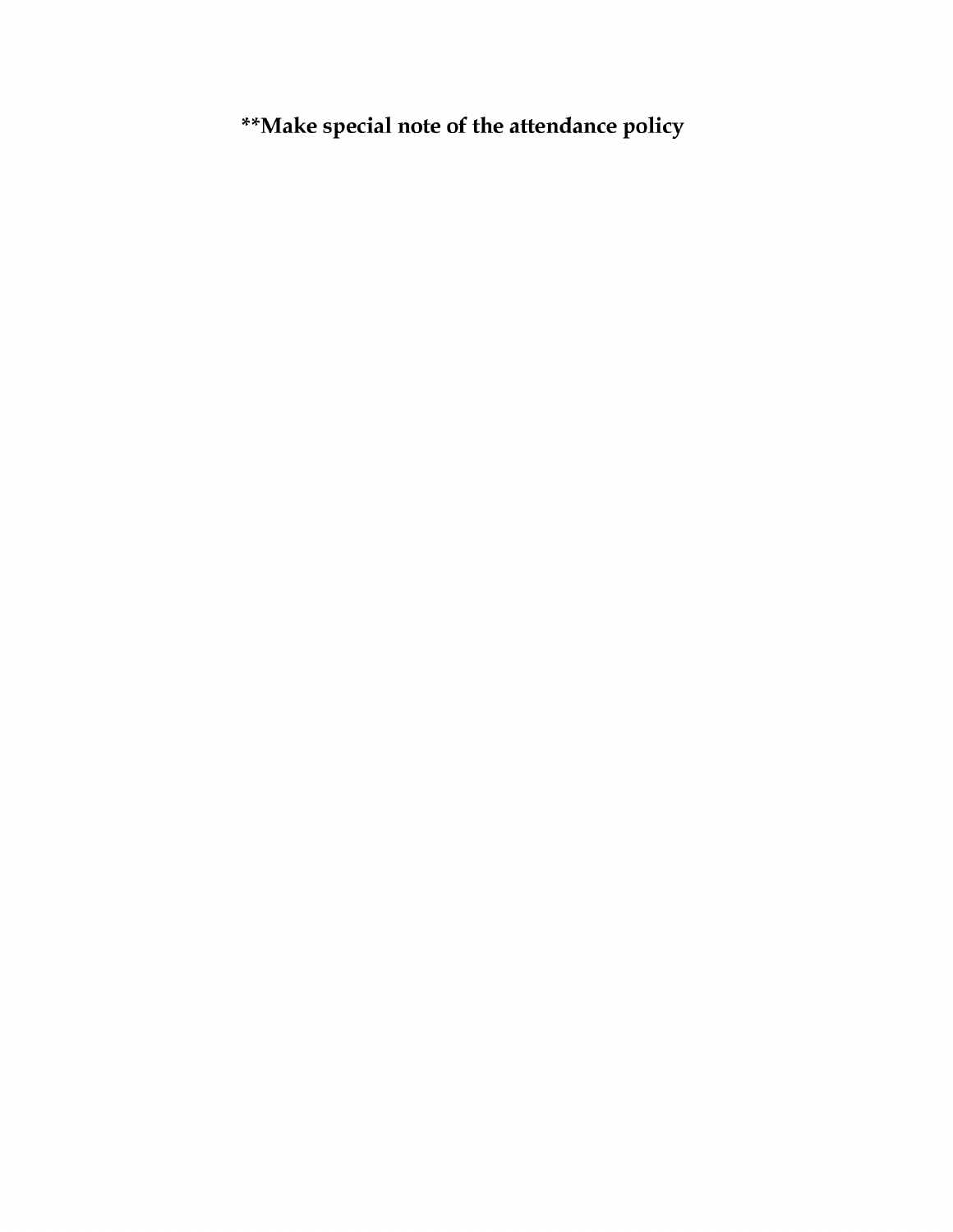**Make special note of the attendance policy**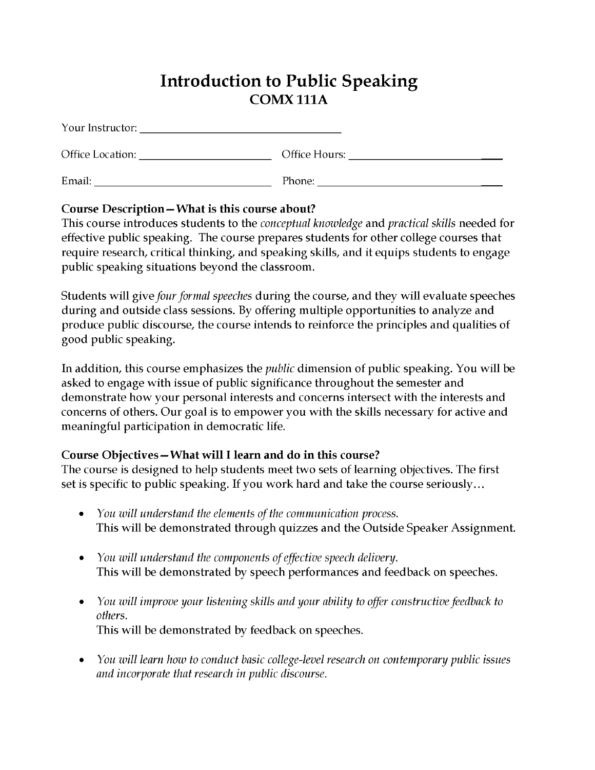# Introduction to Public Speaking
## COMX 111A

Your Instructor: ______________________________

Office Location: ____________________ Office Hours: ______________________

Email: ___________________________ Phone: __________________________

### Course Description—What is this course about?

This course introduces students to the *conceptual knowledge* and *practical skills* needed for effective public speaking. The course prepares students for other college courses that require research, critical thinking, and speaking skills, and it equips students to engage public speaking situations beyond the classroom.

Students will give *four formal speeches* during the course, and they will evaluate speeches during and outside class sessions. By offering multiple opportunities to analyze and produce public discourse, the course intends to reinforce the principles and qualities of good public speaking.

In addition, this course emphasizes the *public* dimension of public speaking. You will be asked to engage with issue of public significance throughout the semester and demonstrate how your personal interests and concerns intersect with the interests and concerns of others. Our goal is to empower you with the skills necessary for active and meaningful participation in democratic life.

### Course Objectives—What will I learn and do in this course?

The course is designed to help students meet two sets of learning objectives. The first set is specific to public speaking. If you work hard and take the course seriously…

- *You will understand the elements of the communication process.*
  This will be demonstrated through quizzes and the Outside Speaker Assignment.

- *You will understand the components of effective speech delivery.*
  This will be demonstrated by speech performances and feedback on speeches.

- *You will improve your listening skills and your ability to offer constructive feedback to others.*
  This will be demonstrated by feedback on speeches.

- *You will learn how to conduct basic college-level research on contemporary public issues and incorporate that research in public discourse.*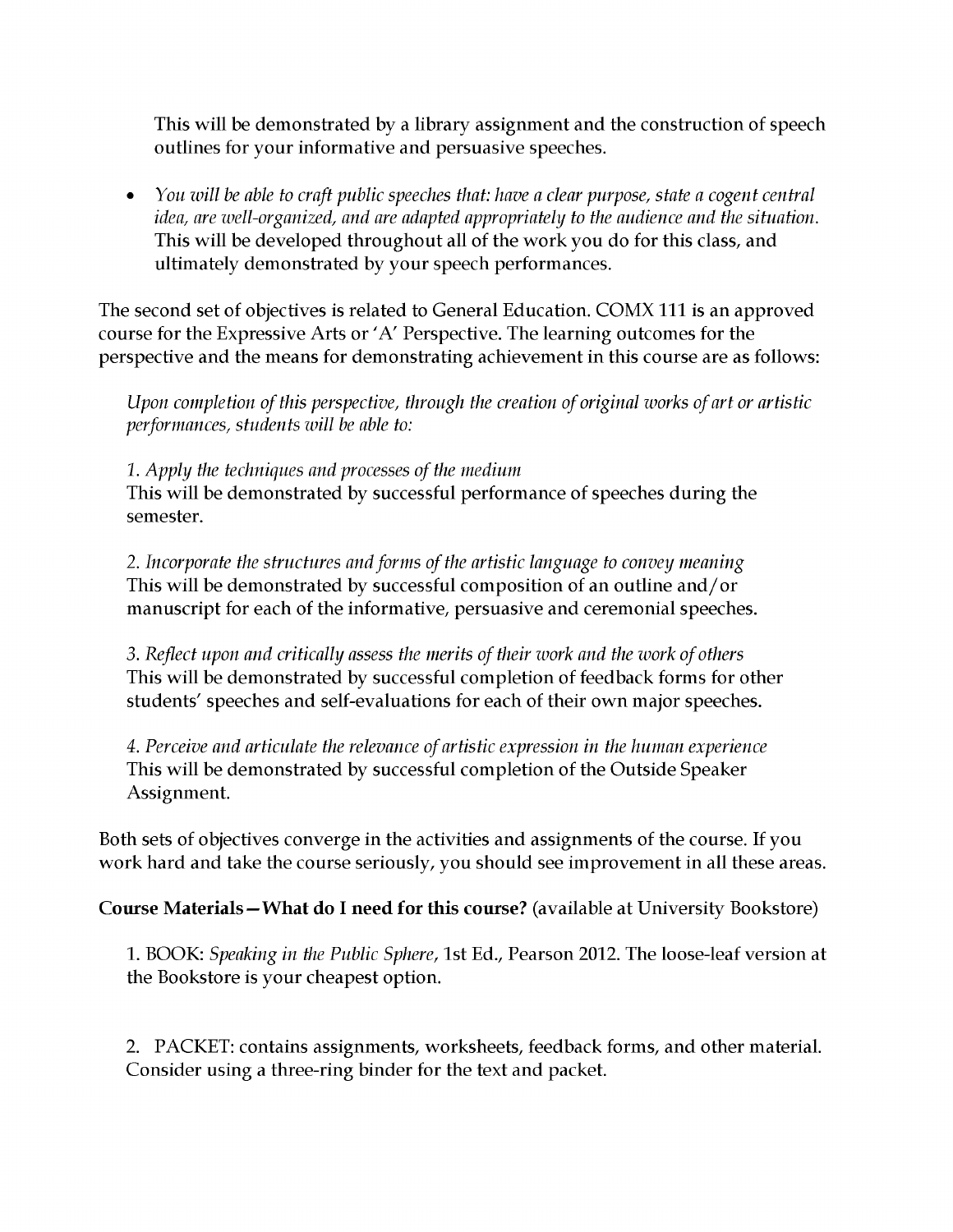This will be demonstrated by a library assignment and the construction of speech outlines for your informative and persuasive speeches.

- *You will be able to craft public speeches that: have a clear purpose, state a cogent central idea, are well-organized, and are adapted appropriately to the audience and the situation.* This will be developed throughout all of the work you do for this class, and ultimately demonstrated by your speech performances.

The second set of objectives is related to General Education. COMX 111 is an approved course for the Expressive Arts or 'A' Perspective. The learning outcomes for the perspective and the means for demonstrating achievement in this course are as follows:

*Upon completion of this perspective, through the creation of original works of art or artistic performances, students will be able to:*

*1. Apply the techniques and processes of the medium*
This will be demonstrated by successful performance of speeches during the semester.

*2. Incorporate the structures and forms of the artistic language to convey meaning*
This will be demonstrated by successful composition of an outline and/or manuscript for each of the informative, persuasive and ceremonial speeches.

*3. Reflect upon and critically assess the merits of their work and the work of others*
This will be demonstrated by successful completion of feedback forms for other students' speeches and self-evaluations for each of their own major speeches.

*4. Perceive and articulate the relevance of artistic expression in the human experience*
This will be demonstrated by successful completion of the Outside Speaker Assignment.

Both sets of objectives converge in the activities and assignments of the course. If you work hard and take the course seriously, you should see improvement in all these areas.

**Course Materials—What do I need for this course?** (available at University Bookstore)

1. BOOK: *Speaking in the Public Sphere*, 1st Ed., Pearson 2012. The loose-leaf version at the Bookstore is your cheapest option.

2. PACKET: contains assignments, worksheets, feedback forms, and other material. Consider using a three-ring binder for the text and packet.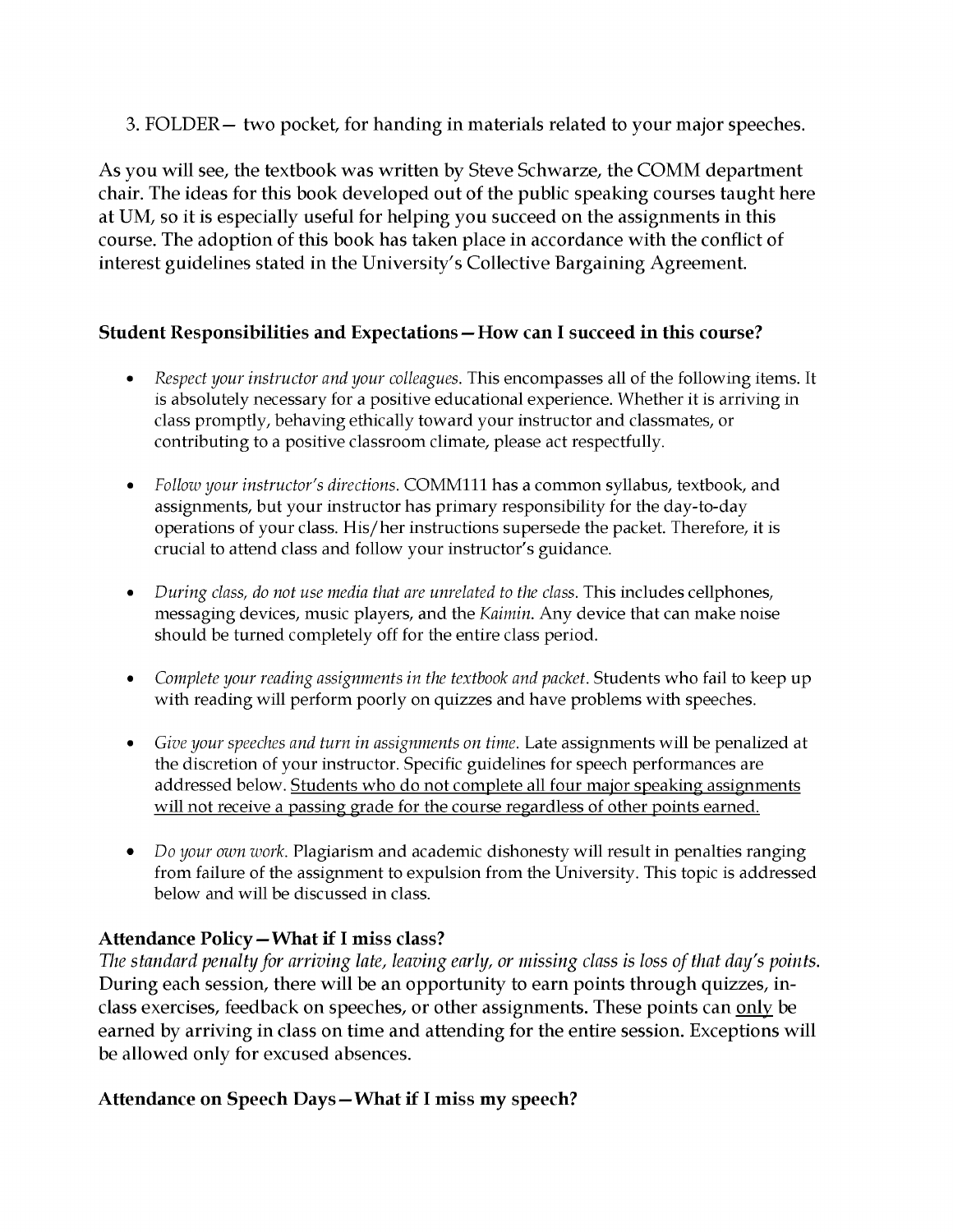3. FOLDER— two pocket, for handing in materials related to your major speeches.

As you will see, the textbook was written by Steve Schwarze, the COMM department chair. The ideas for this book developed out of the public speaking courses taught here at UM, so it is especially useful for helping you succeed on the assignments in this course. The adoption of this book has taken place in accordance with the conflict of interest guidelines stated in the University's Collective Bargaining Agreement.

### Student Responsibilities and Expectations—How can I succeed in this course?

- *Respect your instructor and your colleagues.* This encompasses all of the following items. It is absolutely necessary for a positive educational experience. Whether it is arriving in class promptly, behaving ethically toward your instructor and classmates, or contributing to a positive classroom climate, please act respectfully.

- *Follow your instructor's directions.* COMM111 has a common syllabus, textbook, and assignments, but your instructor has primary responsibility for the day-to-day operations of your class. His/her instructions supersede the packet. Therefore, it is crucial to attend class and follow your instructor's guidance.

- *During class, do not use media that are unrelated to the class.* This includes cellphones, messaging devices, music players, and the *Kaimin*. Any device that can make noise should be turned completely off for the entire class period.

- *Complete your reading assignments in the textbook and packet.* Students who fail to keep up with reading will perform poorly on quizzes and have problems with speeches.

- *Give your speeches and turn in assignments on time.* Late assignments will be penalized at the discretion of your instructor. Specific guidelines for speech performances are addressed below. <u>Students who do not complete all four major speaking assignments will not receive a passing grade for the course regardless of other points earned.</u>

- *Do your own work.* Plagiarism and academic dishonesty will result in penalties ranging from failure of the assignment to expulsion from the University. This topic is addressed below and will be discussed in class.

### Attendance Policy—What if I miss class?

*The standard penalty for arriving late, leaving early, or missing class is loss of that day's points.* During each session, there will be an opportunity to earn points through quizzes, in-class exercises, feedback on speeches, or other assignments. These points can <u>only</u> be earned by arriving in class on time and attending for the entire session. Exceptions will be allowed only for excused absences.

### Attendance on Speech Days—What if I miss my speech?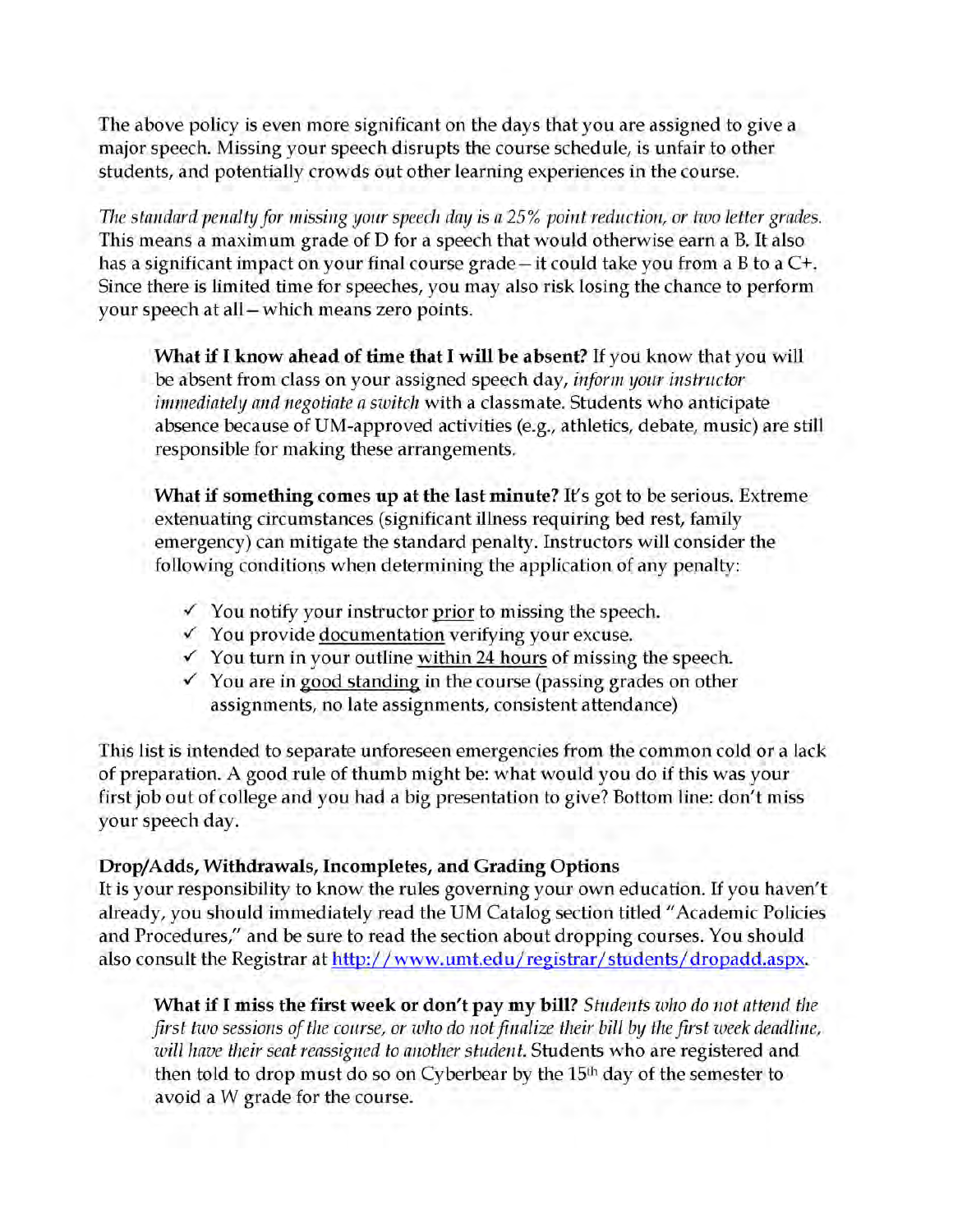The above policy is even more significant on the days that you are assigned to give a major speech. Missing your speech disrupts the course schedule, is unfair to other students, and potentially crowds out other learning experiences in the course.

*The standard penalty for missing your speech day is a 25% point reduction, or two letter grades.* This means a maximum grade of D for a speech that would otherwise earn a B. It also has a significant impact on your final course grade—it could take you from a B to a C+. Since there is limited time for speeches, you may also risk losing the chance to perform your speech at all—which means zero points.

> **What if I know ahead of time that I will be absent?** If you know that you will be absent from class on your assigned speech day, *inform your instructor immediately and negotiate a switch* with a classmate. Students who anticipate absence because of UM-approved activities (e.g., athletics, debate, music) are still responsible for making these arrangements.
>
> **What if something comes up at the last minute?** It's got to be serious. Extreme extenuating circumstances (significant illness requiring bed rest, family emergency) can mitigate the standard penalty. Instructors will consider the following conditions when determining the application of any penalty:
>
> - ✓ You notify your instructor <u>prior</u> to missing the speech.
> - ✓ You provide <u>documentation</u> verifying your excuse.
> - ✓ You turn in your outline <u>within 24 hours</u> of missing the speech.
> - ✓ You are in <u>good standing</u> in the course (passing grades on other assignments, no late assignments, consistent attendance)

This list is intended to separate unforeseen emergencies from the common cold or a lack of preparation. A good rule of thumb might be: what would you do if this was your first job out of college and you had a big presentation to give? Bottom line: don't miss your speech day.

**Drop/Adds, Withdrawals, Incompletes, and Grading Options**

It is your responsibility to know the rules governing your own education. If you haven't already, you should immediately read the UM Catalog section titled "Academic Policies and Procedures," and be sure to read the section about dropping courses. You should also consult the Registrar at http://www.umt.edu/registrar/students/dropadd.aspx.

> **What if I miss the first week or don't pay my bill?** *Students who do not attend the first two sessions of the course, or who do not finalize their bill by the first week deadline, will have their seat reassigned to another student.* Students who are registered and then told to drop must do so on Cyberbear by the 15th day of the semester to avoid a W grade for the course.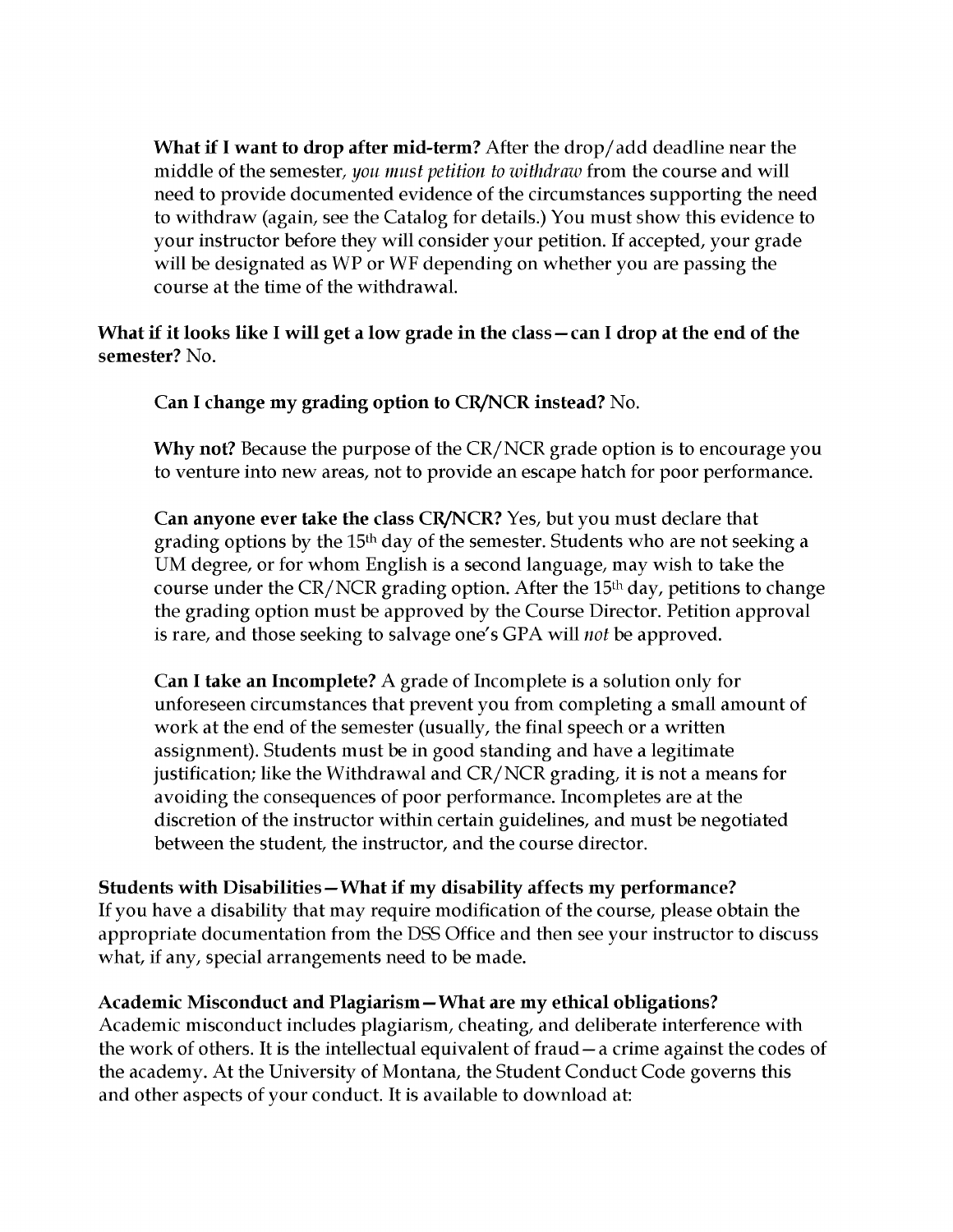**What if I want to drop after mid-term?** After the drop/add deadline near the middle of the semester, *you must petition to withdraw* from the course and will need to provide documented evidence of the circumstances supporting the need to withdraw (again, see the Catalog for details.) You must show this evidence to your instructor before they will consider your petition. If accepted, your grade will be designated as WP or WF depending on whether you are passing the course at the time of the withdrawal.

**What if it looks like I will get a low grade in the class—can I drop at the end of the semester?** No.

**Can I change my grading option to CR/NCR instead?** No.

**Why not?** Because the purpose of the CR/NCR grade option is to encourage you to venture into new areas, not to provide an escape hatch for poor performance.

**Can anyone ever take the class CR/NCR?** Yes, but you must declare that grading options by the 15th day of the semester. Students who are not seeking a UM degree, or for whom English is a second language, may wish to take the course under the CR/NCR grading option. After the 15th day, petitions to change the grading option must be approved by the Course Director. Petition approval is rare, and those seeking to salvage one's GPA will *not* be approved.

**Can I take an Incomplete?** A grade of Incomplete is a solution only for unforeseen circumstances that prevent you from completing a small amount of work at the end of the semester (usually, the final speech or a written assignment). Students must be in good standing and have a legitimate justification; like the Withdrawal and CR/NCR grading, it is not a means for avoiding the consequences of poor performance. Incompletes are at the discretion of the instructor within certain guidelines, and must be negotiated between the student, the instructor, and the course director.

**Students with Disabilities—What if my disability affects my performance?**
If you have a disability that may require modification of the course, please obtain the appropriate documentation from the DSS Office and then see your instructor to discuss what, if any, special arrangements need to be made.

**Academic Misconduct and Plagiarism—What are my ethical obligations?**
Academic misconduct includes plagiarism, cheating, and deliberate interference with the work of others. It is the intellectual equivalent of fraud—a crime against the codes of the academy. At the University of Montana, the Student Conduct Code governs this and other aspects of your conduct. It is available to download at: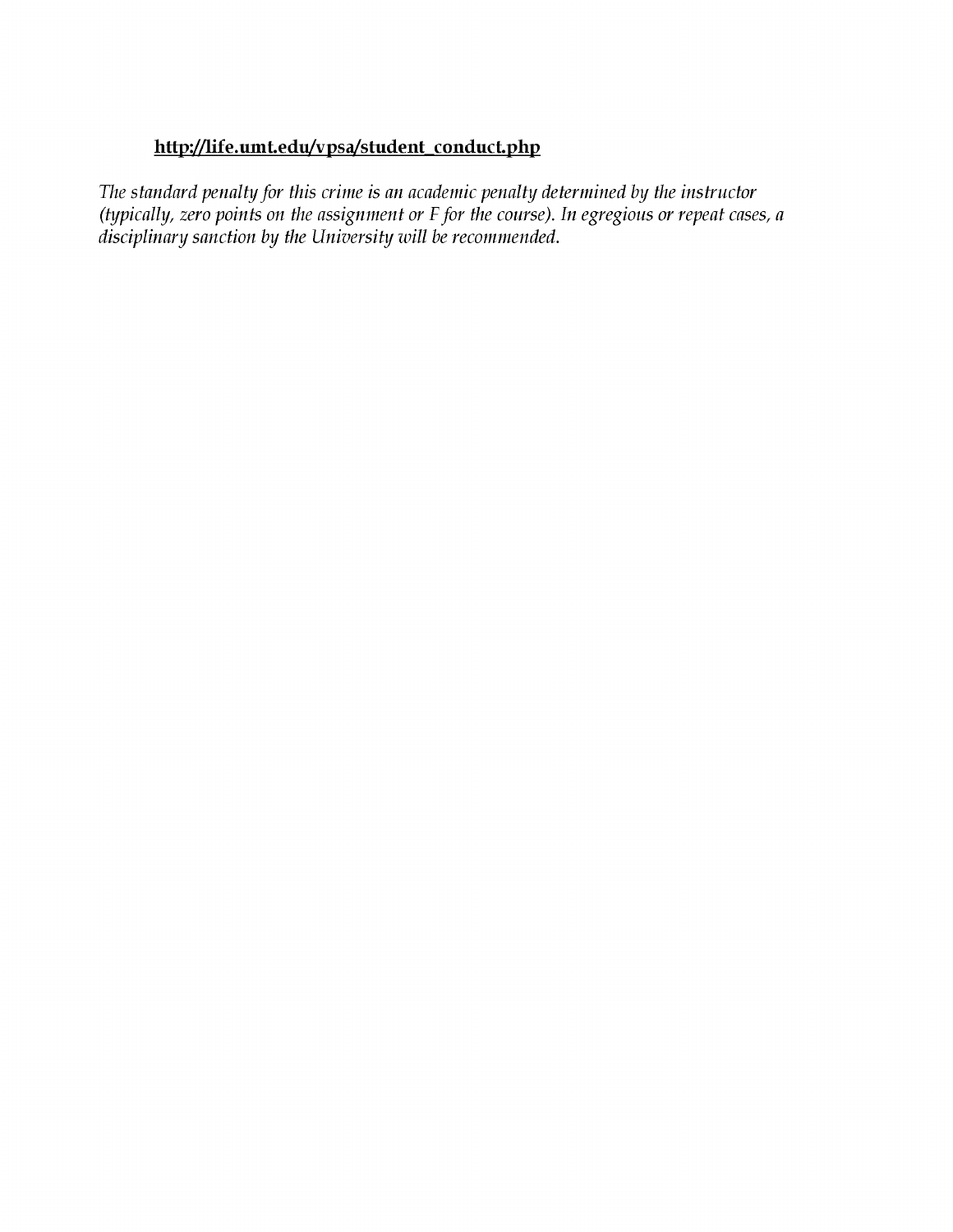**http://life.umt.edu/vpsa/student_conduct.php**

*The standard penalty for this crime is an academic penalty determined by the instructor (typically, zero points on the assignment or F for the course). In egregious or repeat cases, a disciplinary sanction by the University will be recommended.*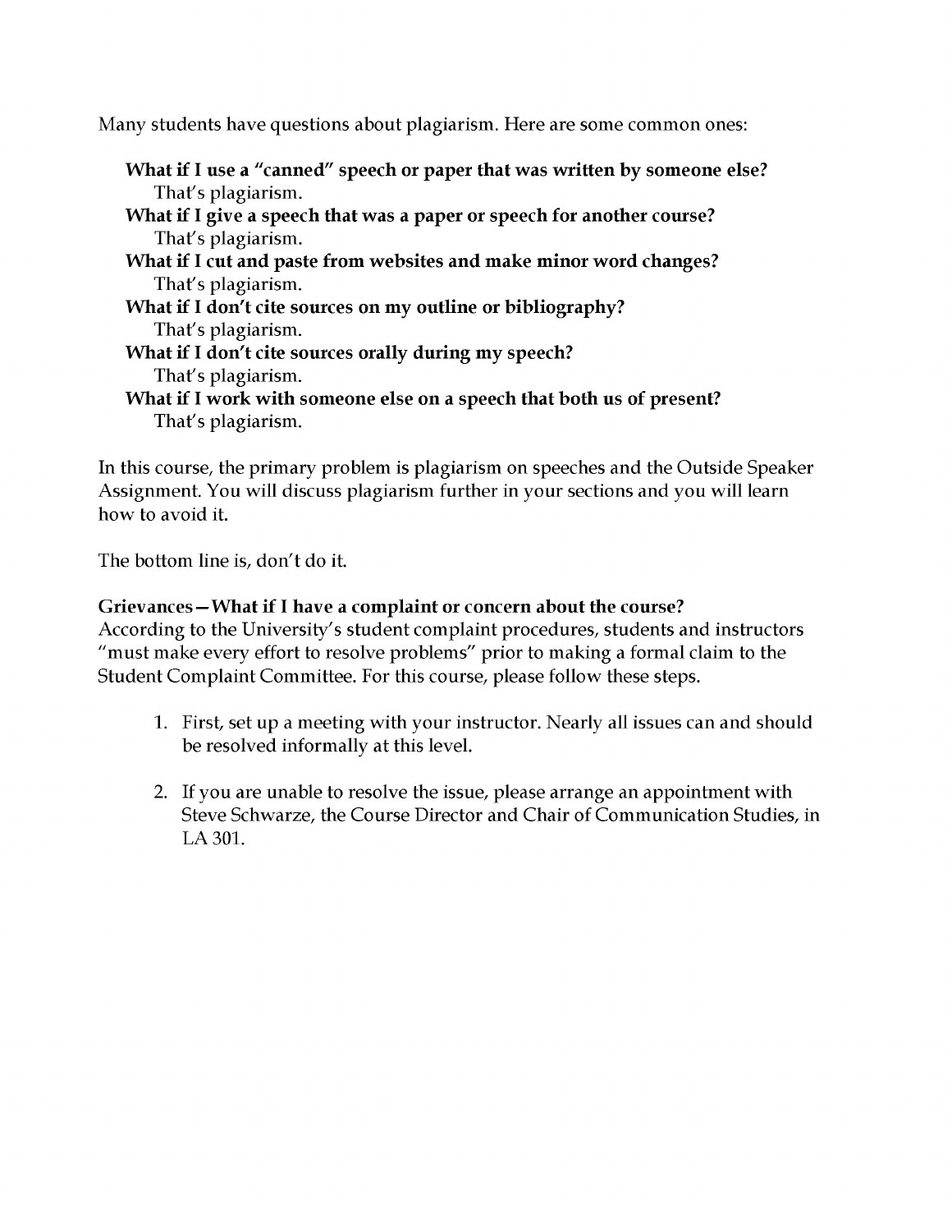Many students have questions about plagiarism. Here are some common ones:

**What if I use a "canned" speech or paper that was written by someone else?**
That's plagiarism.

**What if I give a speech that was a paper or speech for another course?**
That's plagiarism.

**What if I cut and paste from websites and make minor word changes?**
That's plagiarism.

**What if I don't cite sources on my outline or bibliography?**
That's plagiarism.

**What if I don't cite sources orally during my speech?**
That's plagiarism.

**What if I work with someone else on a speech that both us of present?**
That's plagiarism.

In this course, the primary problem is plagiarism on speeches and the Outside Speaker Assignment. You will discuss plagiarism further in your sections and you will learn how to avoid it.

The bottom line is, don't do it.

**Grievances—What if I have a complaint or concern about the course?**

According to the University's student complaint procedures, students and instructors "must make every effort to resolve problems" prior to making a formal claim to the Student Complaint Committee. For this course, please follow these steps.

1. First, set up a meeting with your instructor. Nearly all issues can and should be resolved informally at this level.

2. If you are unable to resolve the issue, please arrange an appointment with Steve Schwarze, the Course Director and Chair of Communication Studies, in LA 301.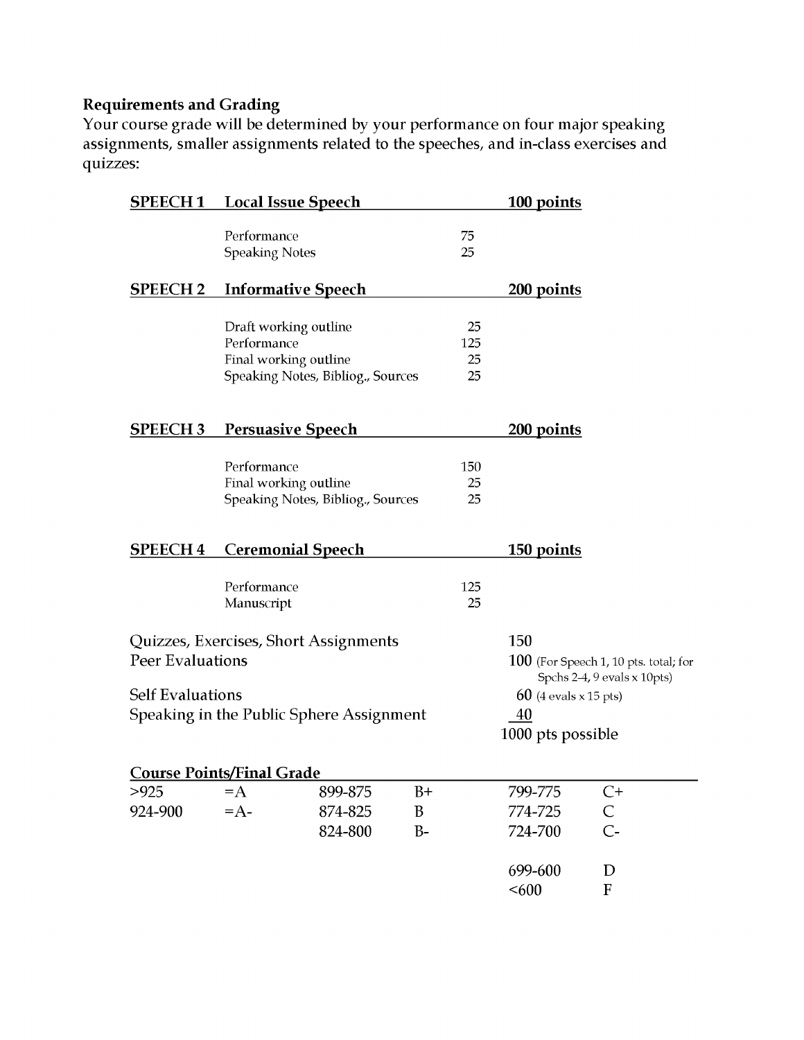**Requirements and Grading**

Your course grade will be determined by your performance on four major speaking assignments, smaller assignments related to the speeches, and in-class exercises and quizzes:

| | | | |
|---|---|---|---|
| **SPEECH 1** | **Local Issue Speech** | | **100 points** |
| | Performance | 75 | |
| | Speaking Notes | 25 | |
| **SPEECH 2** | **Informative Speech** | | **200 points** |
| | Draft working outline | 25 | |
| | Performance | 125 | |
| | Final working outline | 25 | |
| | Speaking Notes, Bibliog., Sources | 25 | |
| **SPEECH 3** | **Persuasive Speech** | | **200 points** |
| | Performance | 150 | |
| | Final working outline | 25 | |
| | Speaking Notes, Bibliog., Sources | 25 | |
| **SPEECH 4** | **Ceremonial Speech** | | **150 points** |
| | Performance | 125 | |
| | Manuscript | 25 | |

| | |
|---|---|
| Quizzes, Exercises, Short Assignments | 150 |
| Peer Evaluations | 100 (For Speech 1, 10 pts. total; for Spchs 2-4, 9 evals x 10pts) |
| Self Evaluations | 60 (4 evals x 15 pts) |
| Speaking in the Public Sphere Assignment | 40 |
| | 1000 pts possible |

**Course Points/Final Grade**

| | | | | | |
|---|---|---|---|---|---|
| >925 =A | | 899-875 | B+ | 799-775 | C+ |
| 924-900 =A- | | 874-825 | B | 774-725 | C |
| | | 824-800 | B- | 724-700 | C- |
| | | | | 699-600 | D |
| | | | | <600 | F |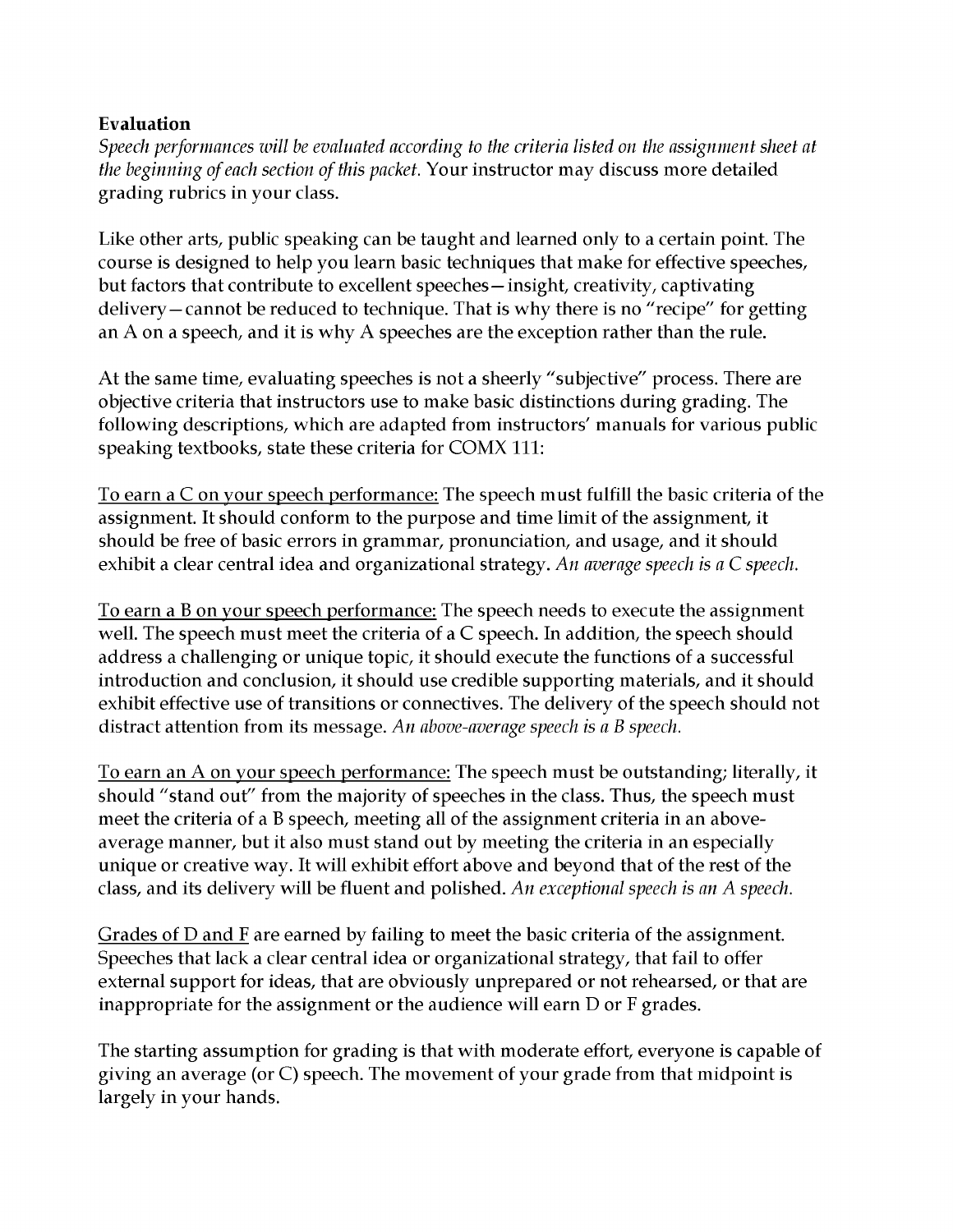**Evaluation**

*Speech performances will be evaluated according to the criteria listed on the assignment sheet at the beginning of each section of this packet.* Your instructor may discuss more detailed grading rubrics in your class.

Like other arts, public speaking can be taught and learned only to a certain point. The course is designed to help you learn basic techniques that make for effective speeches, but factors that contribute to excellent speeches—insight, creativity, captivating delivery—cannot be reduced to technique. That is why there is no "recipe" for getting an A on a speech, and it is why A speeches are the exception rather than the rule.

At the same time, evaluating speeches is not a sheerly "subjective" process. There are objective criteria that instructors use to make basic distinctions during grading. The following descriptions, which are adapted from instructors' manuals for various public speaking textbooks, state these criteria for COMX 111:

<u>To earn a C on your speech performance:</u> The speech must fulfill the basic criteria of the assignment. It should conform to the purpose and time limit of the assignment, it should be free of basic errors in grammar, pronunciation, and usage, and it should exhibit a clear central idea and organizational strategy. *An average speech is a C speech.*

<u>To earn a B on your speech performance:</u> The speech needs to execute the assignment well. The speech must meet the criteria of a C speech. In addition, the speech should address a challenging or unique topic, it should execute the functions of a successful introduction and conclusion, it should use credible supporting materials, and it should exhibit effective use of transitions or connectives. The delivery of the speech should not distract attention from its message. *An above-average speech is a B speech.*

<u>To earn an A on your speech performance:</u> The speech must be outstanding; literally, it should "stand out" from the majority of speeches in the class. Thus, the speech must meet the criteria of a B speech, meeting all of the assignment criteria in an above-average manner, but it also must stand out by meeting the criteria in an especially unique or creative way. It will exhibit effort above and beyond that of the rest of the class, and its delivery will be fluent and polished. *An exceptional speech is an A speech.*

<u>Grades of D and F</u> are earned by failing to meet the basic criteria of the assignment. Speeches that lack a clear central idea or organizational strategy, that fail to offer external support for ideas, that are obviously unprepared or not rehearsed, or that are inappropriate for the assignment or the audience will earn D or F grades.

The starting assumption for grading is that with moderate effort, everyone is capable of giving an average (or C) speech. The movement of your grade from that midpoint is largely in your hands.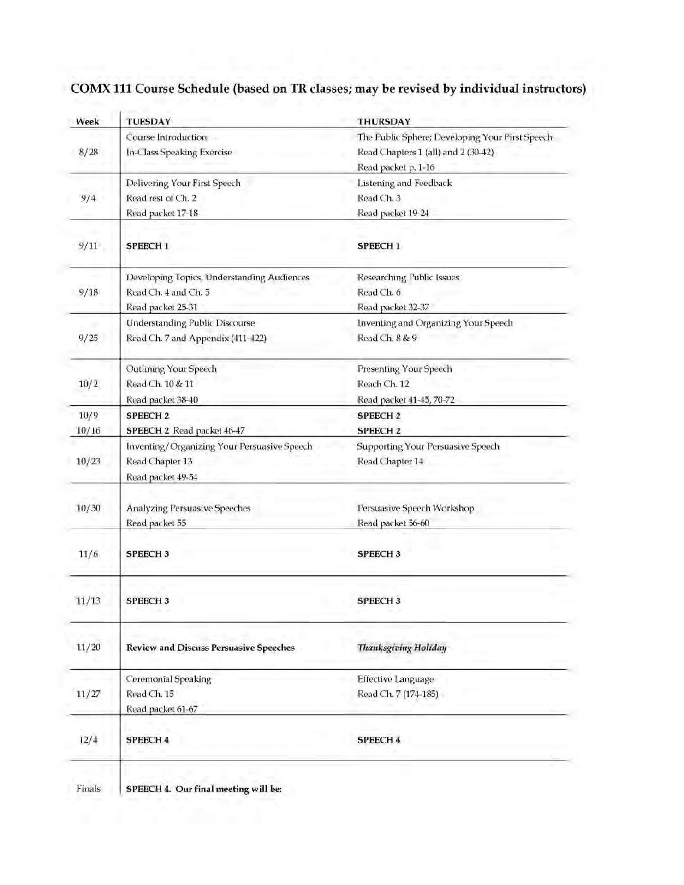## COMX 111 Course Schedule (based on TR classes; may be revised by individual instructors)

| Week | TUESDAY | THURSDAY |
|---|---|---|
| 8/28 | Course Introduction<br>In-Class Speaking Exercise | The Public Sphere; Developing Your First Speech<br>Read Chapters 1 (all) and 2 (30-42)<br>Read packet p. 1-16 |
| 9/4 | Delivering Your First Speech<br>Read rest of Ch. 2<br>Read packet 17-18 | Listening and Feedback<br>Read Ch. 3<br>Read packet 19-24 |
| 9/11 | **SPEECH 1** | **SPEECH 1** |
| 9/18 | Developing Topics, Understanding Audiences<br>Read Ch. 4 and Ch. 5<br>Read packet 25-31 | Researching Public Issues<br>Read Ch. 6<br>Read packet 32-37 |
| 9/25 | Understanding Public Discourse<br>Read Ch. 7 and Appendix (411-422) | Inventing and Organizing Your Speech<br>Read Ch. 8 & 9 |
| 10/2 | Outlining Your Speech<br>Read Ch. 10 & 11<br>Read packet 38-40 | Presenting Your Speech<br>Reach Ch. 12<br>Read packet 41-45, 70-72 |
| 10/9 | **SPEECH 2** | **SPEECH 2** |
| 10/16 | **SPEECH 2** Read packet 46-47 | **SPEECH 2** |
| 10/23 | Inventing/Organizing Your Persuasive Speech<br>Read Chapter 13<br>Read packet 49-54 | Supporting Your Persuasive Speech<br>Read Chapter 14 |
| 10/30 | Analyzing Persuasive Speeches<br>Read packet 55 | Persuasive Speech Workshop<br>Read packet 56-60 |
| 11/6 | **SPEECH 3** | **SPEECH 3** |
| 11/13 | **SPEECH 3** | **SPEECH 3** |
| 11/20 | **Review and Discuss Persuasive Speeches** | ***Thanksgiving Holiday*** |
| 11/27 | Ceremonial Speaking<br>Read Ch. 15<br>Read packet 61-67 | Effective Language<br>Read Ch. 7 (174-185) |
| 12/4 | **SPEECH 4** | **SPEECH 4** |
| Finals | **SPEECH 4. Our final meeting will be:** | |